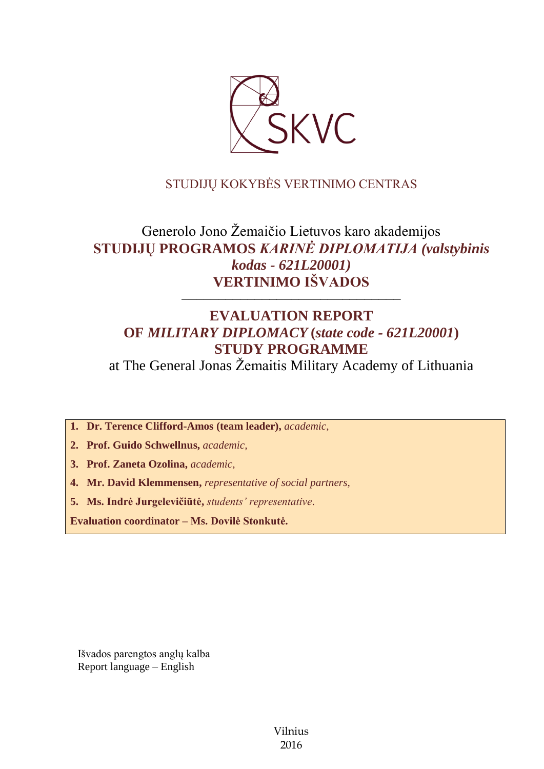SKVC

STUDIJŲ KOKYBĖS VERTINIMO CENTRAS

Generolo Jono Žemaičio Lietuvos karo akademijos
**STUDIJŲ PROGRAMOS *KARINĖ DIPLOMATIJA (valstybinis kodas - 621L20001)***
**VERTINIMO IŠVADOS**

---

**EVALUATION REPORT**
**OF *MILITARY DIPLOMACY* (*state code - 621L20001*)**
**STUDY PROGRAMME**
at The General Jonas Žemaitis Military Academy of Lithuania

1. **Dr. Terence Clifford-Amos (team leader),** *academic,*
2. **Prof. Guido Schwellnus,** *academic,*
3. **Prof. Zaneta Ozolina,** *academic,*
4. **Mr. David Klemmensen,** *representative of social partners,*
5. **Ms. Indrė Jurgelevičiūtė,** *students' representative*.

**Evaluation coordinator – Ms. Dovilė Stonkutė.**

Išvados parengtos anglų kalba
Report language – English

Vilnius
2016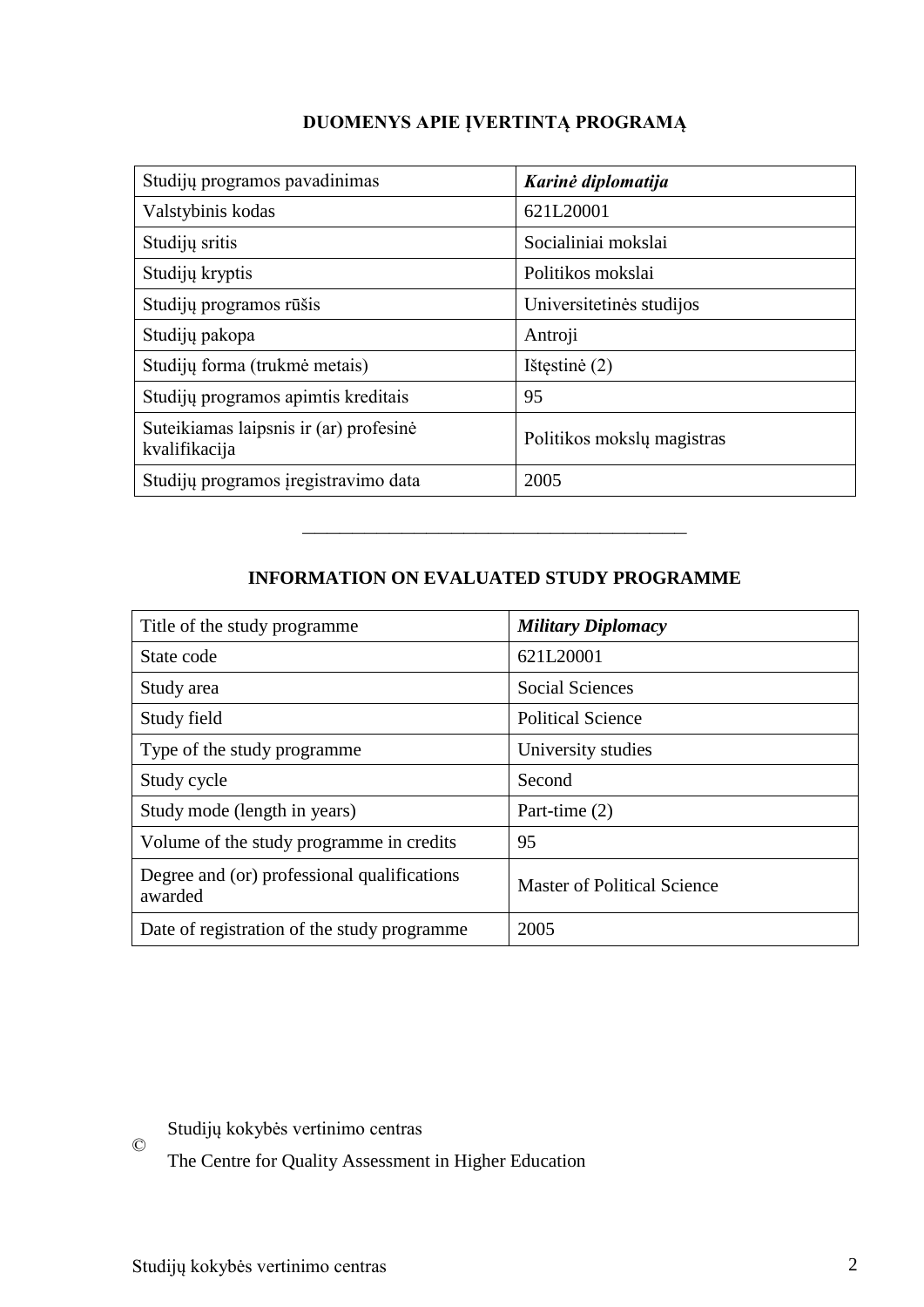## DUOMENYS APIE ĮVERTINTĄ PROGRAMĄ

| Studijų programos pavadinimas | ***Karinė diplomatija*** |
|---|---|
| Valstybinis kodas | 621L20001 |
| Studijų sritis | Socialiniai mokslai |
| Studijų kryptis | Politikos mokslai |
| Studijų programos rūšis | Universitetinės studijos |
| Studijų pakopa | Antroji |
| Studijų forma (trukmė metais) | Ištęstinė (2) |
| Studijų programos apimtis kreditais | 95 |
| Suteikiamas laipsnis ir (ar) profesinė kvalifikacija | Politikos mokslų magistras |
| Studijų programos įregistravimo data | 2005 |

---

## INFORMATION ON EVALUATED STUDY PROGRAMME

| Title of the study programme | ***Military Diplomacy*** |
|---|---|
| State code | 621L20001 |
| Study area | Social Sciences |
| Study field | Political Science |
| Type of the study programme | University studies |
| Study cycle | Second |
| Study mode (length in years) | Part-time (2) |
| Volume of the study programme in credits | 95 |
| Degree and (or) professional qualifications awarded | Master of Political Science |
| Date of registration of the study programme | 2005 |

© Studijų kokybės vertinimo centras

The Centre for Quality Assessment in Higher Education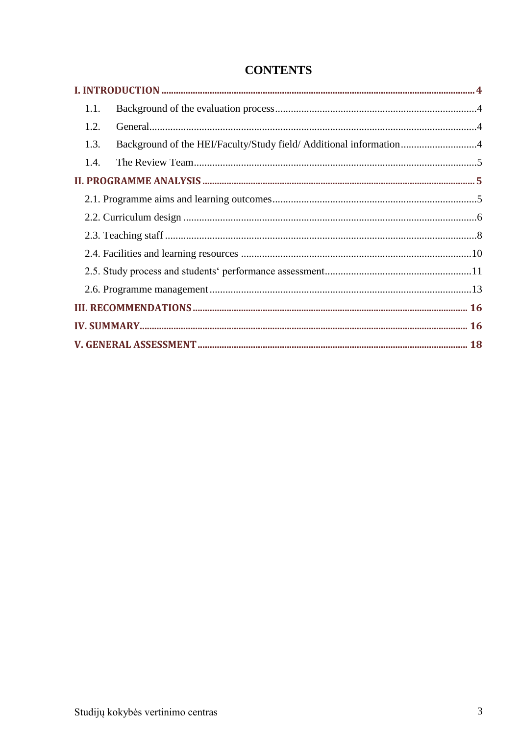# CONTENTS

**I. INTRODUCTION** .......... **4**

1.1. Background of the evaluation process .......... 4

1.2. General .......... 4

1.3. Background of the HEI/Faculty/Study field/ Additional information .......... 4

1.4. The Review Team .......... 5

**II. PROGRAMME ANALYSIS** .......... **5**

2.1. Programme aims and learning outcomes .......... 5

2.2. Curriculum design .......... 6

2.3. Teaching staff .......... 8

2.4. Facilities and learning resources .......... 10

2.5. Study process and students‘ performance assessment .......... 11

2.6. Programme management .......... 13

**III. RECOMMENDATIONS** .......... **16**

**IV. SUMMARY** .......... **16**

**V. GENERAL ASSESSMENT** .......... **18**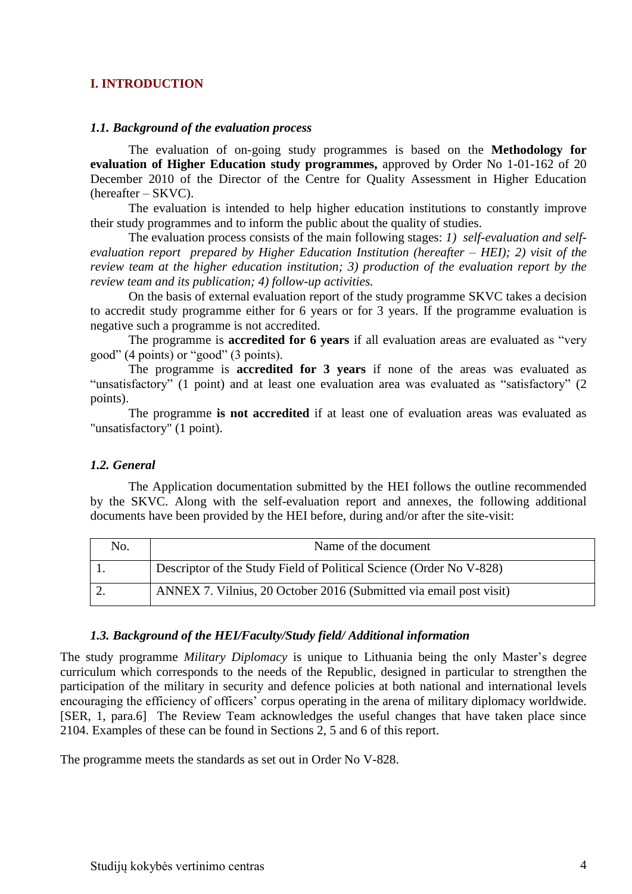## I. INTRODUCTION

### *1.1. Background of the evaluation process*

The evaluation of on-going study programmes is based on the **Methodology for evaluation of Higher Education study programmes,** approved by Order No 1-01-162 of 20 December 2010 of the Director of the Centre for Quality Assessment in Higher Education (hereafter – SKVC).

The evaluation is intended to help higher education institutions to constantly improve their study programmes and to inform the public about the quality of studies.

The evaluation process consists of the main following stages: *1) self-evaluation and self-evaluation report prepared by Higher Education Institution (hereafter – HEI); 2) visit of the review team at the higher education institution; 3) production of the evaluation report by the review team and its publication; 4) follow-up activities.*

On the basis of external evaluation report of the study programme SKVC takes a decision to accredit study programme either for 6 years or for 3 years. If the programme evaluation is negative such a programme is not accredited.

The programme is **accredited for 6 years** if all evaluation areas are evaluated as "very good" (4 points) or "good" (3 points).

The programme is **accredited for 3 years** if none of the areas was evaluated as "unsatisfactory" (1 point) and at least one evaluation area was evaluated as "satisfactory" (2 points).

The programme **is not accredited** if at least one of evaluation areas was evaluated as "unsatisfactory" (1 point).

### *1.2. General*

The Application documentation submitted by the HEI follows the outline recommended by the SKVC. Along with the self-evaluation report and annexes, the following additional documents have been provided by the HEI before, during and/or after the site-visit:

| No. | Name of the document |
|---|---|
| 1. | Descriptor of the Study Field of Political Science (Order No V-828) |
| 2. | ANNEX 7. Vilnius, 20 October 2016 (Submitted via email post visit) |

### *1.3. Background of the HEI/Faculty/Study field/ Additional information*

The study programme *Military Diplomacy* is unique to Lithuania being the only Master's degree curriculum which corresponds to the needs of the Republic, designed in particular to strengthen the participation of the military in security and defence policies at both national and international levels encouraging the efficiency of officers' corpus operating in the arena of military diplomacy worldwide. [SER, 1, para.6] The Review Team acknowledges the useful changes that have taken place since 2104. Examples of these can be found in Sections 2, 5 and 6 of this report.

The programme meets the standards as set out in Order No V-828.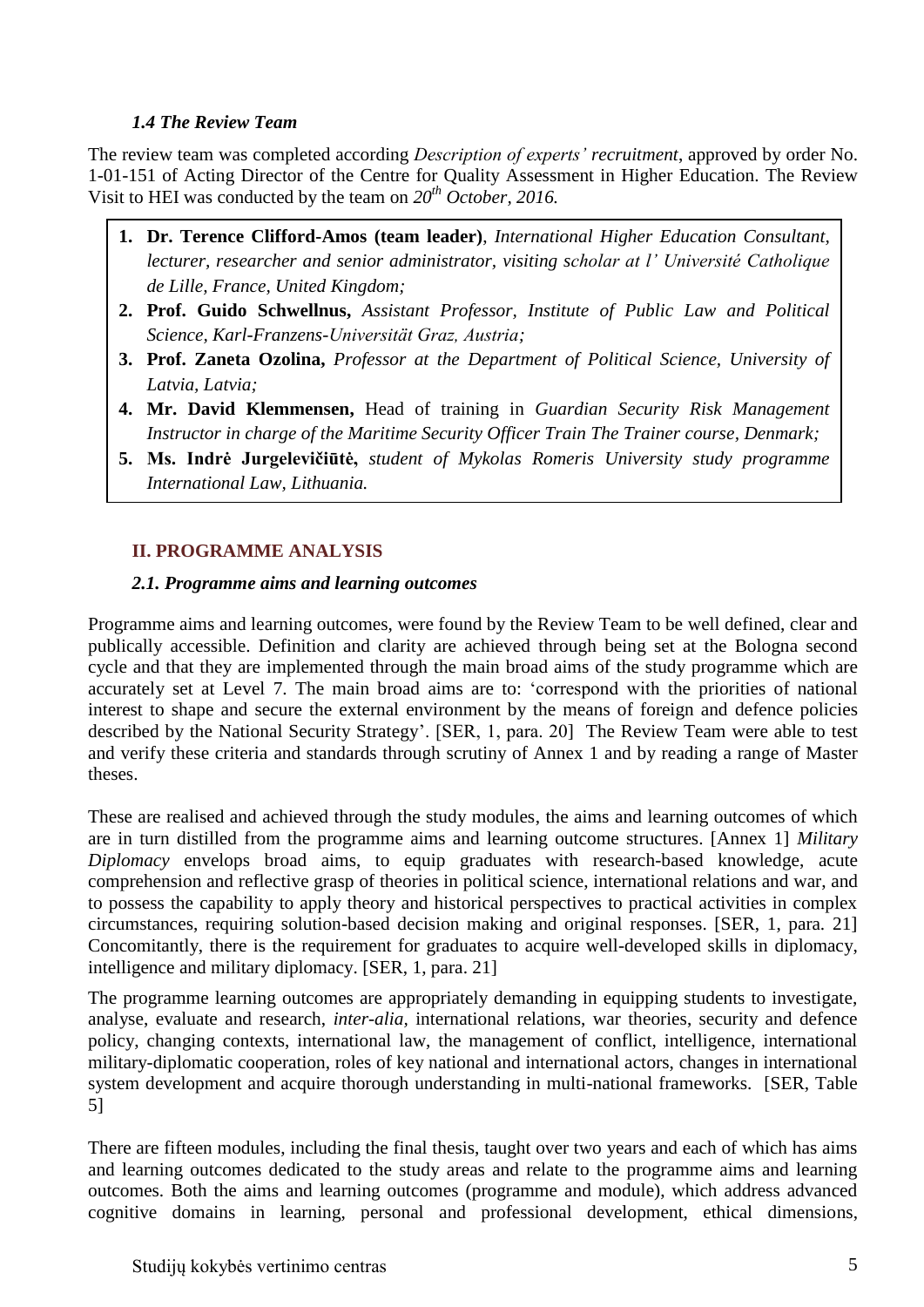### *1.4 The Review Team*

The review team was completed according *Description of experts' recruitment*, approved by order No. 1-01-151 of Acting Director of the Centre for Quality Assessment in Higher Education. The Review Visit to HEI was conducted by the team on *20th October, 2016.*

1. **Dr. Terence Clifford-Amos (team leader)**, *International Higher Education Consultant, lecturer, researcher and senior administrator, visiting scholar at l' Université Catholique de Lille, France, United Kingdom;*
2. **Prof. Guido Schwellnus,** *Assistant Professor, Institute of Public Law and Political Science, Karl-Franzens-Universität Graz, Austria;*
3. **Prof. Zaneta Ozolina,** *Professor at the Department of Political Science, University of Latvia, Latvia;*
4. **Mr. David Klemmensen,** Head of training in *Guardian Security Risk Management Instructor in charge of the Maritime Security Officer Train The Trainer course, Denmark;*
5. **Ms. Indrė Jurgelevičiūtė,** *student of Mykolas Romeris University study programme International Law, Lithuania.*

## II. PROGRAMME ANALYSIS

### *2.1. Programme aims and learning outcomes*

Programme aims and learning outcomes, were found by the Review Team to be well defined, clear and publically accessible. Definition and clarity are achieved through being set at the Bologna second cycle and that they are implemented through the main broad aims of the study programme which are accurately set at Level 7. The main broad aims are to: 'correspond with the priorities of national interest to shape and secure the external environment by the means of foreign and defence policies described by the National Security Strategy'. [SER, 1, para. 20] The Review Team were able to test and verify these criteria and standards through scrutiny of Annex 1 and by reading a range of Master theses.

These are realised and achieved through the study modules, the aims and learning outcomes of which are in turn distilled from the programme aims and learning outcome structures. [Annex 1] *Military Diplomacy* envelops broad aims, to equip graduates with research-based knowledge, acute comprehension and reflective grasp of theories in political science, international relations and war, and to possess the capability to apply theory and historical perspectives to practical activities in complex circumstances, requiring solution-based decision making and original responses. [SER, 1, para. 21] Concomitantly, there is the requirement for graduates to acquire well-developed skills in diplomacy, intelligence and military diplomacy. [SER, 1, para. 21]

The programme learning outcomes are appropriately demanding in equipping students to investigate, analyse, evaluate and research, *inter-alia*, international relations, war theories, security and defence policy, changing contexts, international law, the management of conflict, intelligence, international military-diplomatic cooperation, roles of key national and international actors, changes in international system development and acquire thorough understanding in multi-national frameworks. [SER, Table 5]

There are fifteen modules, including the final thesis, taught over two years and each of which has aims and learning outcomes dedicated to the study areas and relate to the programme aims and learning outcomes. Both the aims and learning outcomes (programme and module), which address advanced cognitive domains in learning, personal and professional development, ethical dimensions,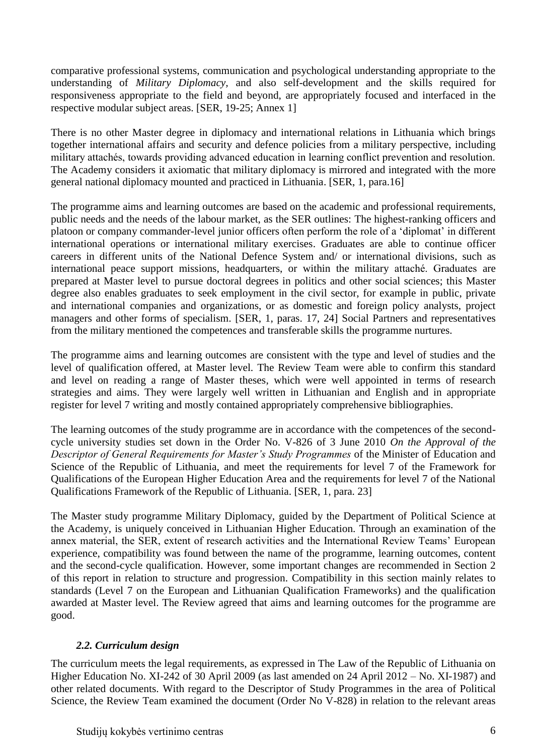comparative professional systems, communication and psychological understanding appropriate to the understanding of *Military Diplomacy*, and also self-development and the skills required for responsiveness appropriate to the field and beyond, are appropriately focused and interfaced in the respective modular subject areas. [SER, 19-25; Annex 1]

There is no other Master degree in diplomacy and international relations in Lithuania which brings together international affairs and security and defence policies from a military perspective, including military attachés, towards providing advanced education in learning conflict prevention and resolution. The Academy considers it axiomatic that military diplomacy is mirrored and integrated with the more general national diplomacy mounted and practiced in Lithuania. [SER, 1, para.16]

The programme aims and learning outcomes are based on the academic and professional requirements, public needs and the needs of the labour market, as the SER outlines: The highest-ranking officers and platoon or company commander-level junior officers often perform the role of a 'diplomat' in different international operations or international military exercises. Graduates are able to continue officer careers in different units of the National Defence System and/ or international divisions, such as international peace support missions, headquarters, or within the military attaché. Graduates are prepared at Master level to pursue doctoral degrees in politics and other social sciences; this Master degree also enables graduates to seek employment in the civil sector, for example in public, private and international companies and organizations, or as domestic and foreign policy analysts, project managers and other forms of specialism. [SER, 1, paras. 17, 24] Social Partners and representatives from the military mentioned the competences and transferable skills the programme nurtures.

The programme aims and learning outcomes are consistent with the type and level of studies and the level of qualification offered, at Master level. The Review Team were able to confirm this standard and level on reading a range of Master theses, which were well appointed in terms of research strategies and aims. They were largely well written in Lithuanian and English and in appropriate register for level 7 writing and mostly contained appropriately comprehensive bibliographies.

The learning outcomes of the study programme are in accordance with the competences of the second-cycle university studies set down in the Order No. V-826 of 3 June 2010 *On the Approval of the Descriptor of General Requirements for Master's Study Programmes* of the Minister of Education and Science of the Republic of Lithuania, and meet the requirements for level 7 of the Framework for Qualifications of the European Higher Education Area and the requirements for level 7 of the National Qualifications Framework of the Republic of Lithuania. [SER, 1, para. 23]

The Master study programme Military Diplomacy, guided by the Department of Political Science at the Academy, is uniquely conceived in Lithuanian Higher Education. Through an examination of the annex material, the SER, extent of research activities and the International Review Teams' European experience, compatibility was found between the name of the programme, learning outcomes, content and the second-cycle qualification. However, some important changes are recommended in Section 2 of this report in relation to structure and progression. Compatibility in this section mainly relates to standards (Level 7 on the European and Lithuanian Qualification Frameworks) and the qualification awarded at Master level. The Review agreed that aims and learning outcomes for the programme are good.

### *2.2. Curriculum design*

The curriculum meets the legal requirements, as expressed in The Law of the Republic of Lithuania on Higher Education No. XI-242 of 30 April 2009 (as last amended on 24 April 2012 – No. XI-1987) and other related documents. With regard to the Descriptor of Study Programmes in the area of Political Science, the Review Team examined the document (Order No V-828) in relation to the relevant areas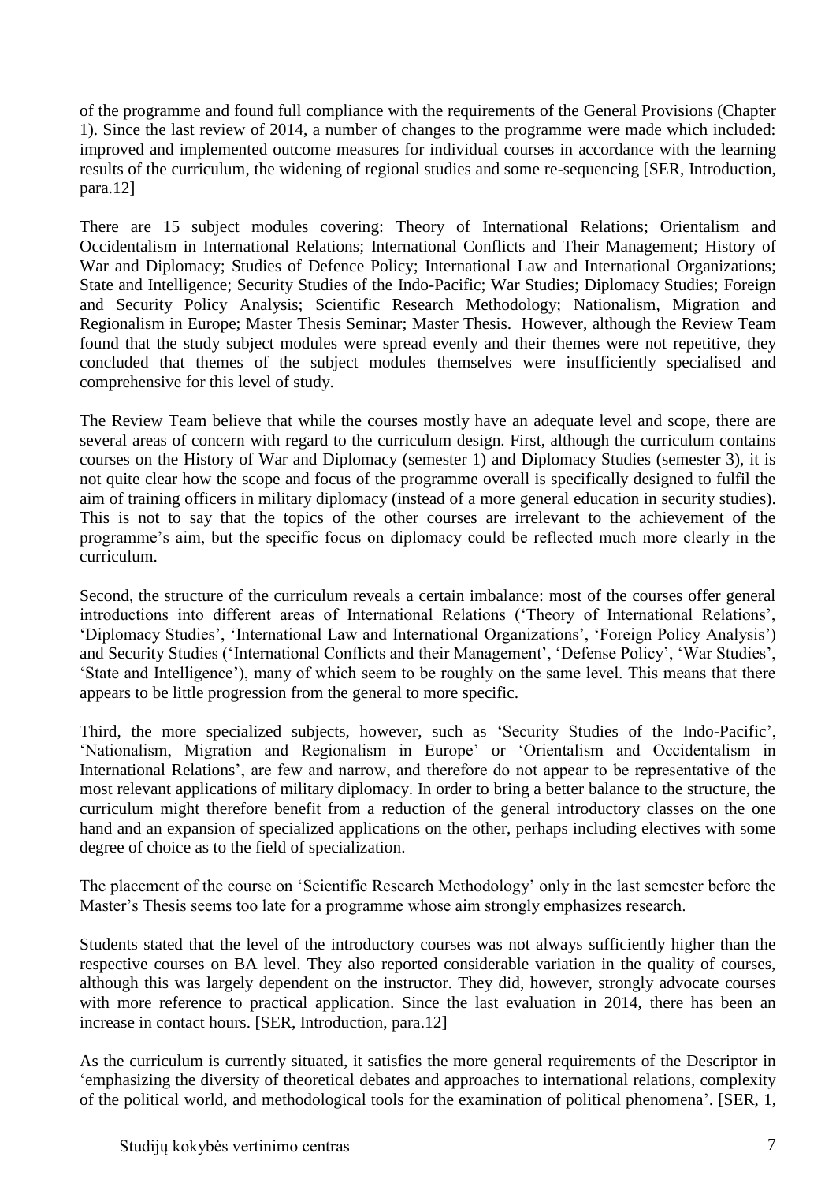of the programme and found full compliance with the requirements of the General Provisions (Chapter 1). Since the last review of 2014, a number of changes to the programme were made which included: improved and implemented outcome measures for individual courses in accordance with the learning results of the curriculum, the widening of regional studies and some re-sequencing [SER, Introduction, para.12]

There are 15 subject modules covering: Theory of International Relations; Orientalism and Occidentalism in International Relations; International Conflicts and Their Management; History of War and Diplomacy; Studies of Defence Policy; International Law and International Organizations; State and Intelligence; Security Studies of the Indo-Pacific; War Studies; Diplomacy Studies; Foreign and Security Policy Analysis; Scientific Research Methodology; Nationalism, Migration and Regionalism in Europe; Master Thesis Seminar; Master Thesis. However, although the Review Team found that the study subject modules were spread evenly and their themes were not repetitive, they concluded that themes of the subject modules themselves were insufficiently specialised and comprehensive for this level of study.

The Review Team believe that while the courses mostly have an adequate level and scope, there are several areas of concern with regard to the curriculum design. First, although the curriculum contains courses on the History of War and Diplomacy (semester 1) and Diplomacy Studies (semester 3), it is not quite clear how the scope and focus of the programme overall is specifically designed to fulfil the aim of training officers in military diplomacy (instead of a more general education in security studies). This is not to say that the topics of the other courses are irrelevant to the achievement of the programme's aim, but the specific focus on diplomacy could be reflected much more clearly in the curriculum.

Second, the structure of the curriculum reveals a certain imbalance: most of the courses offer general introductions into different areas of International Relations ('Theory of International Relations', 'Diplomacy Studies', 'International Law and International Organizations', 'Foreign Policy Analysis') and Security Studies ('International Conflicts and their Management', 'Defense Policy', 'War Studies', 'State and Intelligence'), many of which seem to be roughly on the same level. This means that there appears to be little progression from the general to more specific.

Third, the more specialized subjects, however, such as 'Security Studies of the Indo-Pacific', 'Nationalism, Migration and Regionalism in Europe' or 'Orientalism and Occidentalism in International Relations', are few and narrow, and therefore do not appear to be representative of the most relevant applications of military diplomacy. In order to bring a better balance to the structure, the curriculum might therefore benefit from a reduction of the general introductory classes on the one hand and an expansion of specialized applications on the other, perhaps including electives with some degree of choice as to the field of specialization.

The placement of the course on 'Scientific Research Methodology' only in the last semester before the Master's Thesis seems too late for a programme whose aim strongly emphasizes research.

Students stated that the level of the introductory courses was not always sufficiently higher than the respective courses on BA level. They also reported considerable variation in the quality of courses, although this was largely dependent on the instructor. They did, however, strongly advocate courses with more reference to practical application. Since the last evaluation in 2014, there has been an increase in contact hours. [SER, Introduction, para.12]

As the curriculum is currently situated, it satisfies the more general requirements of the Descriptor in 'emphasizing the diversity of theoretical debates and approaches to international relations, complexity of the political world, and methodological tools for the examination of political phenomena'. [SER, 1,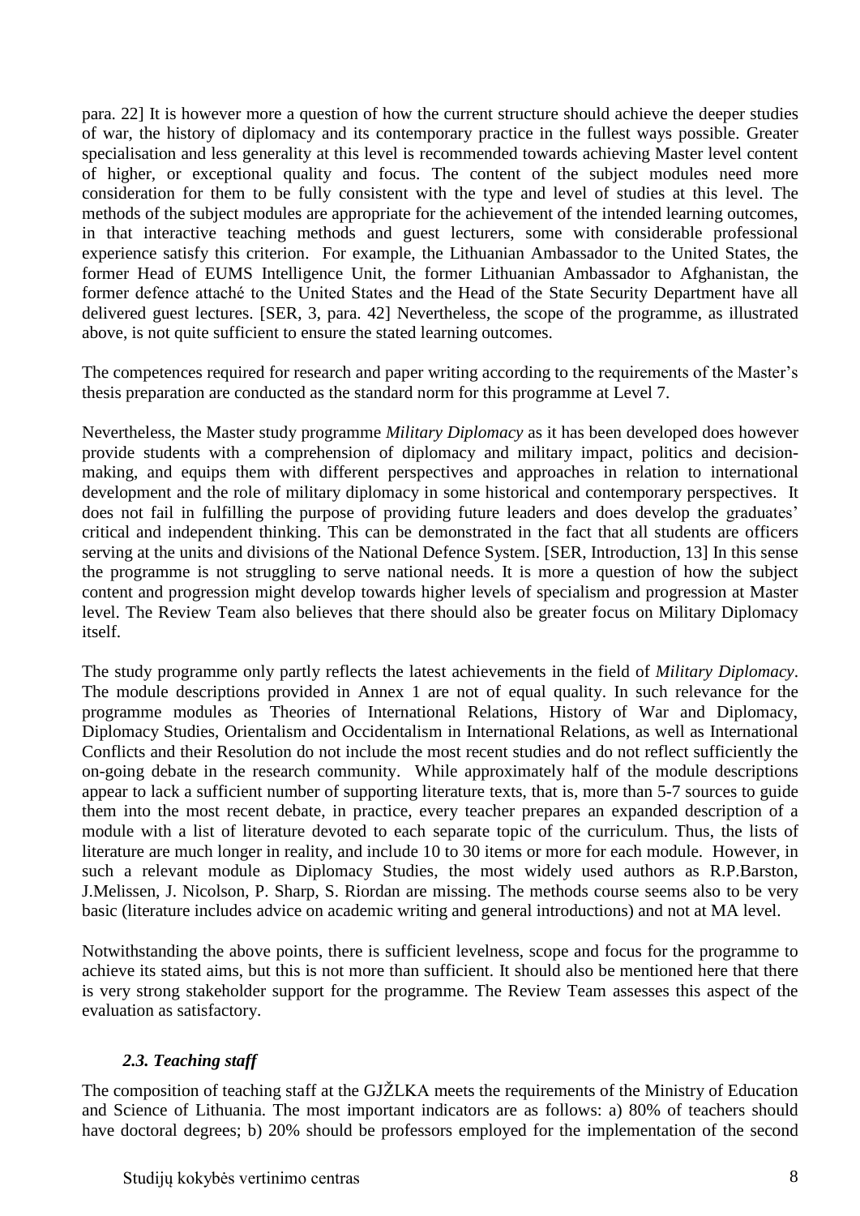para. 22] It is however more a question of how the current structure should achieve the deeper studies of war, the history of diplomacy and its contemporary practice in the fullest ways possible. Greater specialisation and less generality at this level is recommended towards achieving Master level content of higher, or exceptional quality and focus. The content of the subject modules need more consideration for them to be fully consistent with the type and level of studies at this level. The methods of the subject modules are appropriate for the achievement of the intended learning outcomes, in that interactive teaching methods and guest lecturers, some with considerable professional experience satisfy this criterion. For example, the Lithuanian Ambassador to the United States, the former Head of EUMS Intelligence Unit, the former Lithuanian Ambassador to Afghanistan, the former defence attaché to the United States and the Head of the State Security Department have all delivered guest lectures. [SER, 3, para. 42] Nevertheless, the scope of the programme, as illustrated above, is not quite sufficient to ensure the stated learning outcomes.

The competences required for research and paper writing according to the requirements of the Master's thesis preparation are conducted as the standard norm for this programme at Level 7.

Nevertheless, the Master study programme *Military Diplomacy* as it has been developed does however provide students with a comprehension of diplomacy and military impact, politics and decision-making, and equips them with different perspectives and approaches in relation to international development and the role of military diplomacy in some historical and contemporary perspectives. It does not fail in fulfilling the purpose of providing future leaders and does develop the graduates' critical and independent thinking. This can be demonstrated in the fact that all students are officers serving at the units and divisions of the National Defence System. [SER, Introduction, 13] In this sense the programme is not struggling to serve national needs. It is more a question of how the subject content and progression might develop towards higher levels of specialism and progression at Master level. The Review Team also believes that there should also be greater focus on Military Diplomacy itself.

The study programme only partly reflects the latest achievements in the field of *Military Diplomacy*. The module descriptions provided in Annex 1 are not of equal quality. In such relevance for the programme modules as Theories of International Relations, History of War and Diplomacy, Diplomacy Studies, Orientalism and Occidentalism in International Relations, as well as International Conflicts and their Resolution do not include the most recent studies and do not reflect sufficiently the on-going debate in the research community. While approximately half of the module descriptions appear to lack a sufficient number of supporting literature texts, that is, more than 5-7 sources to guide them into the most recent debate, in practice, every teacher prepares an expanded description of a module with a list of literature devoted to each separate topic of the curriculum. Thus, the lists of literature are much longer in reality, and include 10 to 30 items or more for each module. However, in such a relevant module as Diplomacy Studies, the most widely used authors as R.P.Barston, J.Melissen, J. Nicolson, P. Sharp, S. Riordan are missing. The methods course seems also to be very basic (literature includes advice on academic writing and general introductions) and not at MA level.

Notwithstanding the above points, there is sufficient levelness, scope and focus for the programme to achieve its stated aims, but this is not more than sufficient. It should also be mentioned here that there is very strong stakeholder support for the programme. The Review Team assesses this aspect of the evaluation as satisfactory.

### *2.3. Teaching staff*

The composition of teaching staff at the GJŽLKA meets the requirements of the Ministry of Education and Science of Lithuania. The most important indicators are as follows: a) 80% of teachers should have doctoral degrees; b) 20% should be professors employed for the implementation of the second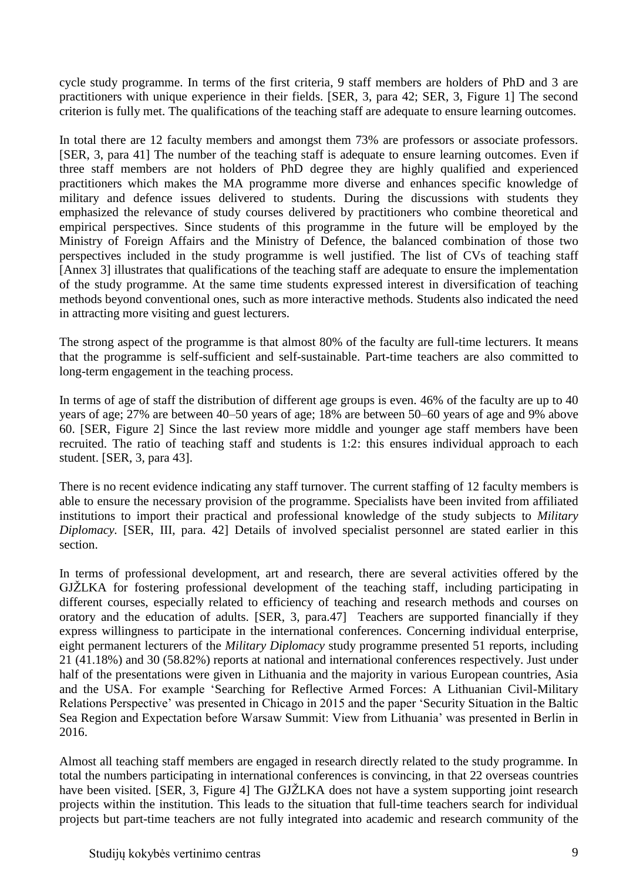cycle study programme. In terms of the first criteria, 9 staff members are holders of PhD and 3 are practitioners with unique experience in their fields. [SER, 3, para 42; SER, 3, Figure 1] The second criterion is fully met. The qualifications of the teaching staff are adequate to ensure learning outcomes.

In total there are 12 faculty members and amongst them 73% are professors or associate professors. [SER, 3, para 41] The number of the teaching staff is adequate to ensure learning outcomes. Even if three staff members are not holders of PhD degree they are highly qualified and experienced practitioners which makes the MA programme more diverse and enhances specific knowledge of military and defence issues delivered to students. During the discussions with students they emphasized the relevance of study courses delivered by practitioners who combine theoretical and empirical perspectives. Since students of this programme in the future will be employed by the Ministry of Foreign Affairs and the Ministry of Defence, the balanced combination of those two perspectives included in the study programme is well justified. The list of CVs of teaching staff [Annex 3] illustrates that qualifications of the teaching staff are adequate to ensure the implementation of the study programme. At the same time students expressed interest in diversification of teaching methods beyond conventional ones, such as more interactive methods. Students also indicated the need in attracting more visiting and guest lecturers.

The strong aspect of the programme is that almost 80% of the faculty are full-time lecturers. It means that the programme is self-sufficient and self-sustainable. Part-time teachers are also committed to long-term engagement in the teaching process.

In terms of age of staff the distribution of different age groups is even. 46% of the faculty are up to 40 years of age; 27% are between 40–50 years of age; 18% are between 50–60 years of age and 9% above 60. [SER, Figure 2] Since the last review more middle and younger age staff members have been recruited. The ratio of teaching staff and students is 1:2: this ensures individual approach to each student. [SER, 3, para 43].

There is no recent evidence indicating any staff turnover. The current staffing of 12 faculty members is able to ensure the necessary provision of the programme. Specialists have been invited from affiliated institutions to import their practical and professional knowledge of the study subjects to *Military Diplomacy*. [SER, III, para. 42] Details of involved specialist personnel are stated earlier in this section.

In terms of professional development, art and research, there are several activities offered by the GJŽLKA for fostering professional development of the teaching staff, including participating in different courses, especially related to efficiency of teaching and research methods and courses on oratory and the education of adults. [SER, 3, para.47] Teachers are supported financially if they express willingness to participate in the international conferences. Concerning individual enterprise, eight permanent lecturers of the *Military Diplomacy* study programme presented 51 reports, including 21 (41.18%) and 30 (58.82%) reports at national and international conferences respectively. Just under half of the presentations were given in Lithuania and the majority in various European countries, Asia and the USA. For example 'Searching for Reflective Armed Forces: A Lithuanian Civil-Military Relations Perspective' was presented in Chicago in 2015 and the paper 'Security Situation in the Baltic Sea Region and Expectation before Warsaw Summit: View from Lithuania' was presented in Berlin in 2016.

Almost all teaching staff members are engaged in research directly related to the study programme. In total the numbers participating in international conferences is convincing, in that 22 overseas countries have been visited. [SER, 3, Figure 4] The GJŽLKA does not have a system supporting joint research projects within the institution. This leads to the situation that full-time teachers search for individual projects but part-time teachers are not fully integrated into academic and research community of the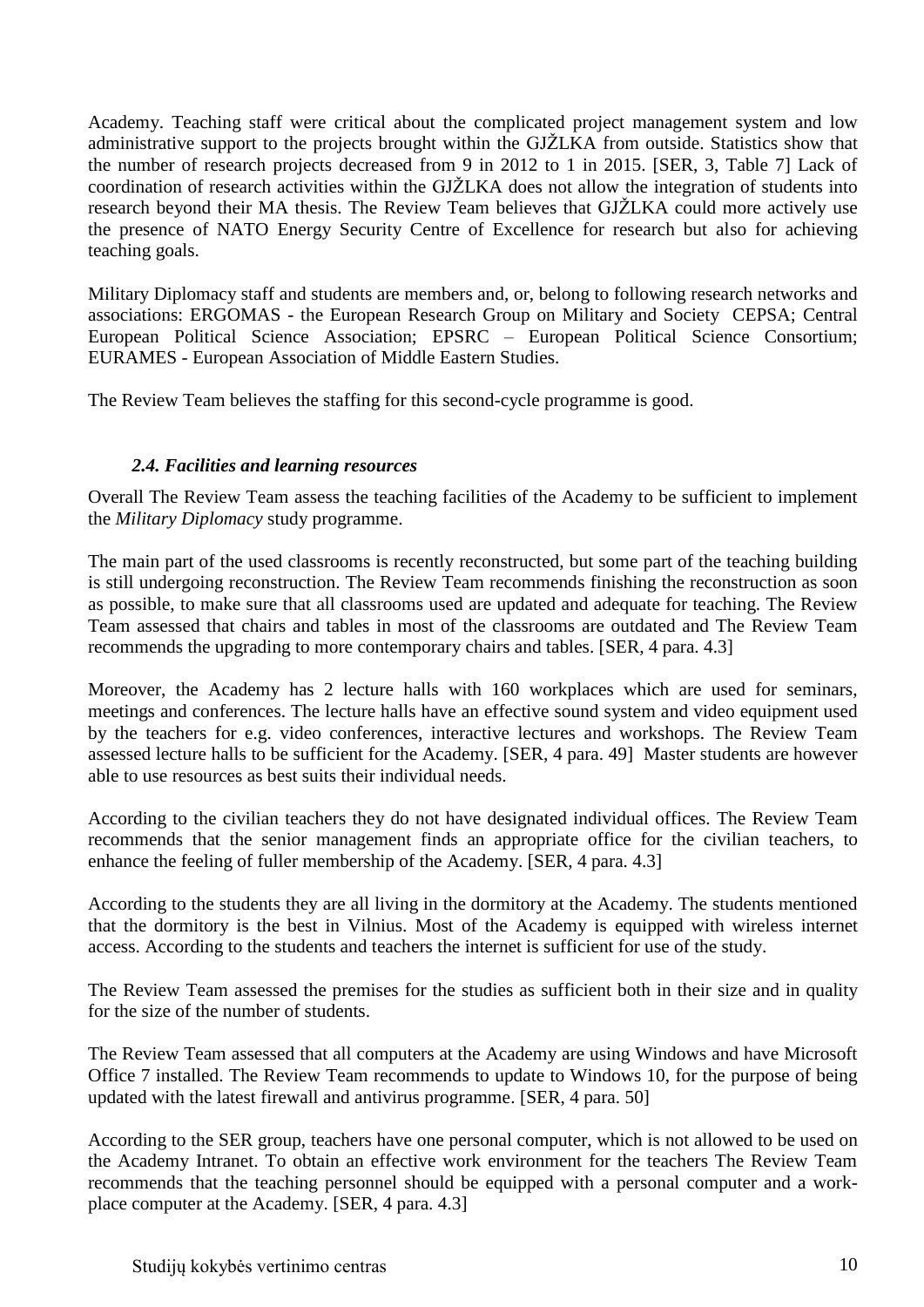Academy. Teaching staff were critical about the complicated project management system and low administrative support to the projects brought within the GJŽLKA from outside. Statistics show that the number of research projects decreased from 9 in 2012 to 1 in 2015. [SER, 3, Table 7] Lack of coordination of research activities within the GJŽLKA does not allow the integration of students into research beyond their MA thesis. The Review Team believes that GJŽLKA could more actively use the presence of NATO Energy Security Centre of Excellence for research but also for achieving teaching goals.

Military Diplomacy staff and students are members and, or, belong to following research networks and associations: ERGOMAS - the European Research Group on Military and Society CEPSA; Central European Political Science Association; EPSRC – European Political Science Consortium; EURAMES - European Association of Middle Eastern Studies.

The Review Team believes the staffing for this second-cycle programme is good.

### *2.4. Facilities and learning resources*

Overall The Review Team assess the teaching facilities of the Academy to be sufficient to implement the *Military Diplomacy* study programme.

The main part of the used classrooms is recently reconstructed, but some part of the teaching building is still undergoing reconstruction. The Review Team recommends finishing the reconstruction as soon as possible, to make sure that all classrooms used are updated and adequate for teaching. The Review Team assessed that chairs and tables in most of the classrooms are outdated and The Review Team recommends the upgrading to more contemporary chairs and tables. [SER, 4 para. 4.3]

Moreover, the Academy has 2 lecture halls with 160 workplaces which are used for seminars, meetings and conferences. The lecture halls have an effective sound system and video equipment used by the teachers for e.g. video conferences, interactive lectures and workshops. The Review Team assessed lecture halls to be sufficient for the Academy. [SER, 4 para. 49] Master students are however able to use resources as best suits their individual needs.

According to the civilian teachers they do not have designated individual offices. The Review Team recommends that the senior management finds an appropriate office for the civilian teachers, to enhance the feeling of fuller membership of the Academy. [SER, 4 para. 4.3]

According to the students they are all living in the dormitory at the Academy. The students mentioned that the dormitory is the best in Vilnius. Most of the Academy is equipped with wireless internet access. According to the students and teachers the internet is sufficient for use of the study.

The Review Team assessed the premises for the studies as sufficient both in their size and in quality for the size of the number of students.

The Review Team assessed that all computers at the Academy are using Windows and have Microsoft Office 7 installed. The Review Team recommends to update to Windows 10, for the purpose of being updated with the latest firewall and antivirus programme. [SER, 4 para. 50]

According to the SER group, teachers have one personal computer, which is not allowed to be used on the Academy Intranet. To obtain an effective work environment for the teachers The Review Team recommends that the teaching personnel should be equipped with a personal computer and a work-place computer at the Academy. [SER, 4 para. 4.3]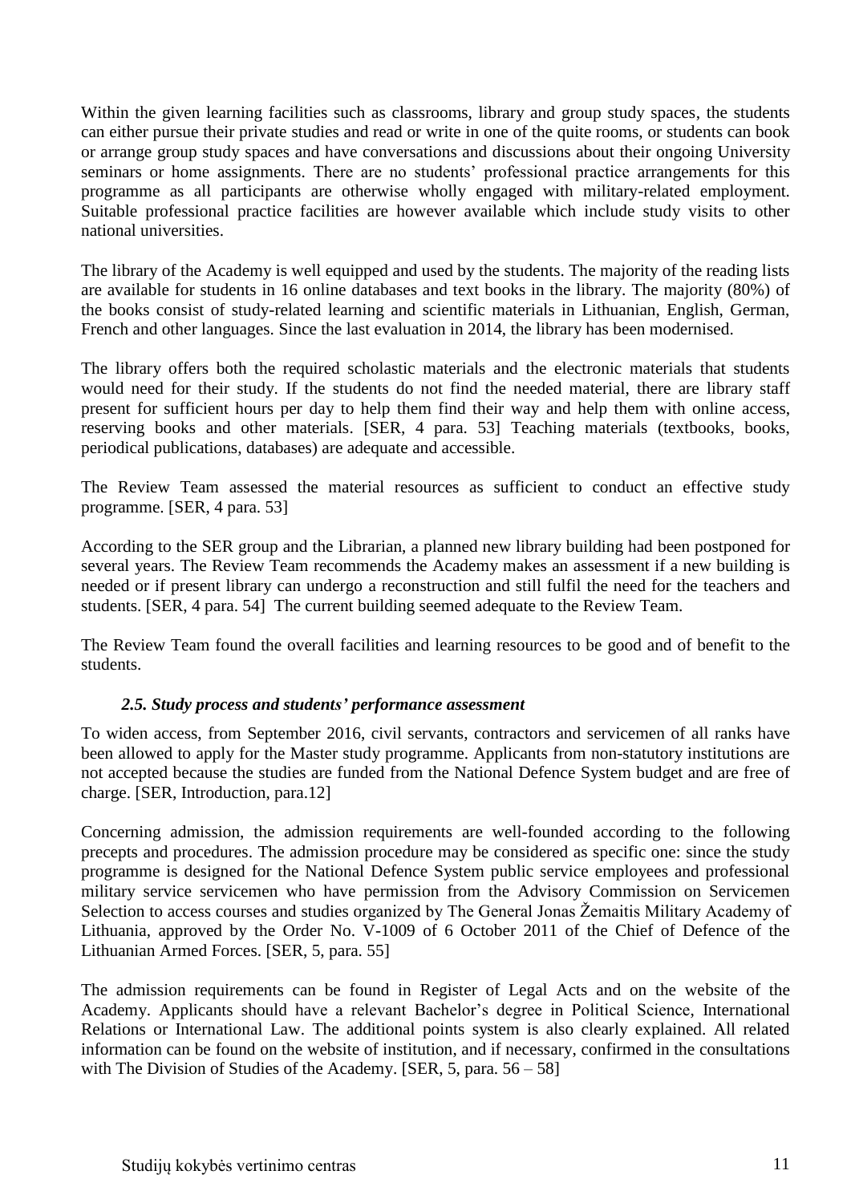Within the given learning facilities such as classrooms, library and group study spaces, the students can either pursue their private studies and read or write in one of the quite rooms, or students can book or arrange group study spaces and have conversations and discussions about their ongoing University seminars or home assignments. There are no students' professional practice arrangements for this programme as all participants are otherwise wholly engaged with military-related employment. Suitable professional practice facilities are however available which include study visits to other national universities.

The library of the Academy is well equipped and used by the students. The majority of the reading lists are available for students in 16 online databases and text books in the library. The majority (80%) of the books consist of study-related learning and scientific materials in Lithuanian, English, German, French and other languages. Since the last evaluation in 2014, the library has been modernised.

The library offers both the required scholastic materials and the electronic materials that students would need for their study. If the students do not find the needed material, there are library staff present for sufficient hours per day to help them find their way and help them with online access, reserving books and other materials. [SER, 4 para. 53] Teaching materials (textbooks, books, periodical publications, databases) are adequate and accessible.

The Review Team assessed the material resources as sufficient to conduct an effective study programme. [SER, 4 para. 53]

According to the SER group and the Librarian, a planned new library building had been postponed for several years. The Review Team recommends the Academy makes an assessment if a new building is needed or if present library can undergo a reconstruction and still fulfil the need for the teachers and students. [SER, 4 para. 54] The current building seemed adequate to the Review Team.

The Review Team found the overall facilities and learning resources to be good and of benefit to the students.

### *2.5. Study process and students' performance assessment*

To widen access, from September 2016, civil servants, contractors and servicemen of all ranks have been allowed to apply for the Master study programme. Applicants from non-statutory institutions are not accepted because the studies are funded from the National Defence System budget and are free of charge. [SER, Introduction, para.12]

Concerning admission, the admission requirements are well-founded according to the following precepts and procedures. The admission procedure may be considered as specific one: since the study programme is designed for the National Defence System public service employees and professional military service servicemen who have permission from the Advisory Commission on Servicemen Selection to access courses and studies organized by The General Jonas Žemaitis Military Academy of Lithuania, approved by the Order No. V-1009 of 6 October 2011 of the Chief of Defence of the Lithuanian Armed Forces. [SER, 5, para. 55]

The admission requirements can be found in Register of Legal Acts and on the website of the Academy. Applicants should have a relevant Bachelor's degree in Political Science, International Relations or International Law. The additional points system is also clearly explained. All related information can be found on the website of institution, and if necessary, confirmed in the consultations with The Division of Studies of the Academy. [SER, 5, para. 56 – 58]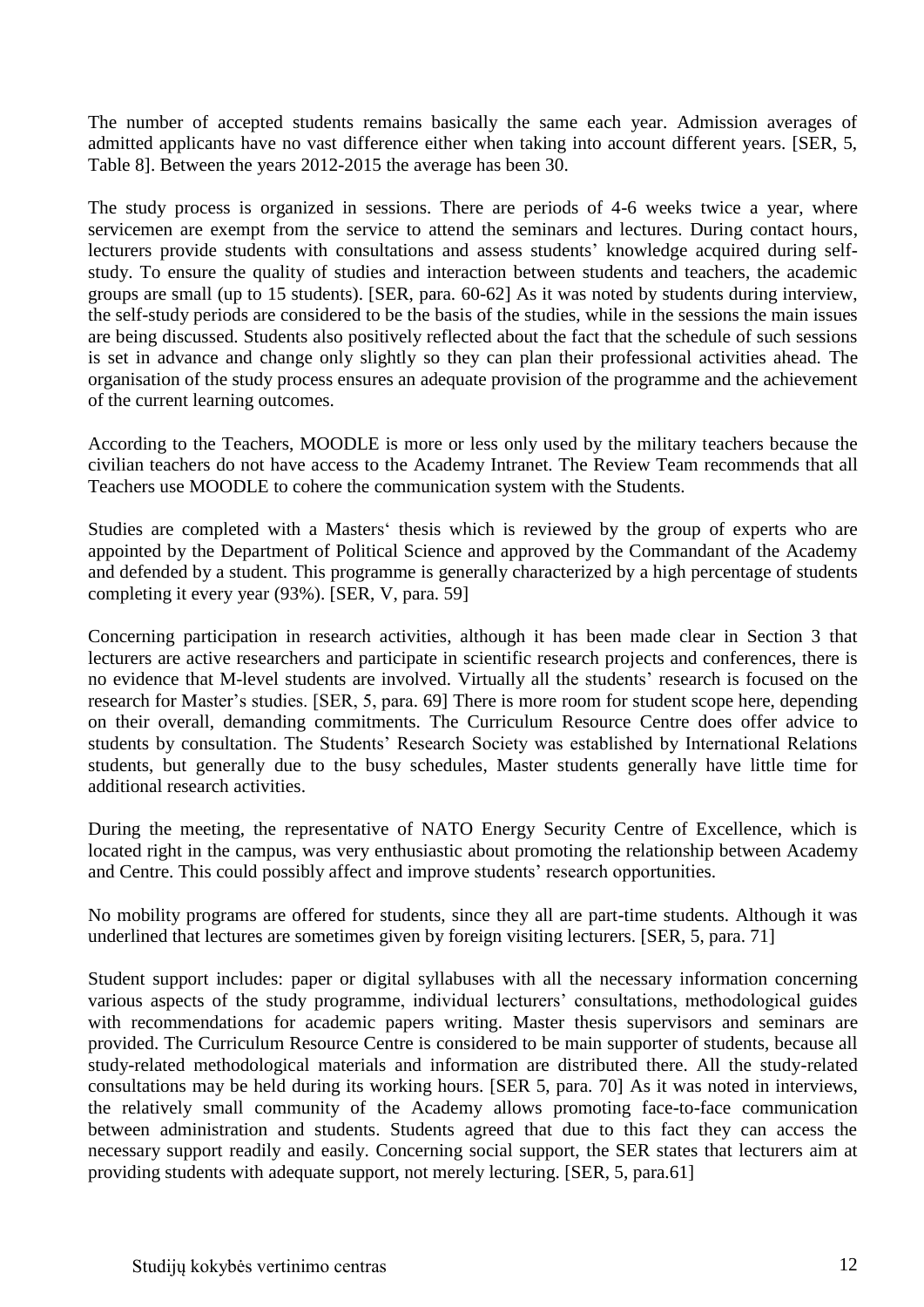The number of accepted students remains basically the same each year. Admission averages of admitted applicants have no vast difference either when taking into account different years. [SER, 5, Table 8]. Between the years 2012-2015 the average has been 30.

The study process is organized in sessions. There are periods of 4-6 weeks twice a year, where servicemen are exempt from the service to attend the seminars and lectures. During contact hours, lecturers provide students with consultations and assess students' knowledge acquired during self-study. To ensure the quality of studies and interaction between students and teachers, the academic groups are small (up to 15 students). [SER, para. 60-62] As it was noted by students during interview, the self-study periods are considered to be the basis of the studies, while in the sessions the main issues are being discussed. Students also positively reflected about the fact that the schedule of such sessions is set in advance and change only slightly so they can plan their professional activities ahead. The organisation of the study process ensures an adequate provision of the programme and the achievement of the current learning outcomes.

According to the Teachers, MOODLE is more or less only used by the military teachers because the civilian teachers do not have access to the Academy Intranet. The Review Team recommends that all Teachers use MOODLE to cohere the communication system with the Students.

Studies are completed with a Masters' thesis which is reviewed by the group of experts who are appointed by the Department of Political Science and approved by the Commandant of the Academy and defended by a student. This programme is generally characterized by a high percentage of students completing it every year (93%). [SER, V, para. 59]

Concerning participation in research activities, although it has been made clear in Section 3 that lecturers are active researchers and participate in scientific research projects and conferences, there is no evidence that M-level students are involved. Virtually all the students' research is focused on the research for Master's studies. [SER, 5, para. 69] There is more room for student scope here, depending on their overall, demanding commitments. The Curriculum Resource Centre does offer advice to students by consultation. The Students' Research Society was established by International Relations students, but generally due to the busy schedules, Master students generally have little time for additional research activities.

During the meeting, the representative of NATO Energy Security Centre of Excellence, which is located right in the campus, was very enthusiastic about promoting the relationship between Academy and Centre. This could possibly affect and improve students' research opportunities.

No mobility programs are offered for students, since they all are part-time students. Although it was underlined that lectures are sometimes given by foreign visiting lecturers. [SER, 5, para. 71]

Student support includes: paper or digital syllabuses with all the necessary information concerning various aspects of the study programme, individual lecturers' consultations, methodological guides with recommendations for academic papers writing. Master thesis supervisors and seminars are provided. The Curriculum Resource Centre is considered to be main supporter of students, because all study-related methodological materials and information are distributed there. All the study-related consultations may be held during its working hours. [SER 5, para. 70] As it was noted in interviews, the relatively small community of the Academy allows promoting face-to-face communication between administration and students. Students agreed that due to this fact they can access the necessary support readily and easily. Concerning social support, the SER states that lecturers aim at providing students with adequate support, not merely lecturing. [SER, 5, para.61]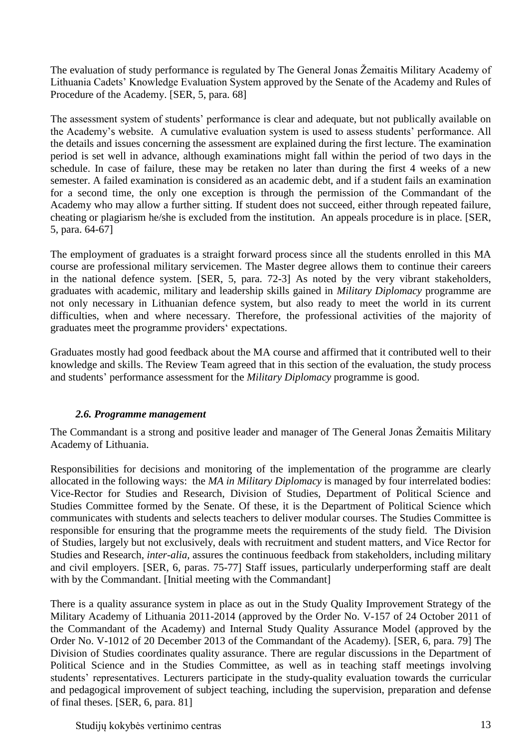The evaluation of study performance is regulated by The General Jonas Žemaitis Military Academy of Lithuania Cadets' Knowledge Evaluation System approved by the Senate of the Academy and Rules of Procedure of the Academy. [SER, 5, para. 68]

The assessment system of students' performance is clear and adequate, but not publically available on the Academy's website. A cumulative evaluation system is used to assess students' performance. All the details and issues concerning the assessment are explained during the first lecture. The examination period is set well in advance, although examinations might fall within the period of two days in the schedule. In case of failure, these may be retaken no later than during the first 4 weeks of a new semester. A failed examination is considered as an academic debt, and if a student fails an examination for a second time, the only one exception is through the permission of the Commandant of the Academy who may allow a further sitting. If student does not succeed, either through repeated failure, cheating or plagiarism he/she is excluded from the institution. An appeals procedure is in place. [SER, 5, para. 64-67]

The employment of graduates is a straight forward process since all the students enrolled in this MA course are professional military servicemen. The Master degree allows them to continue their careers in the national defence system. [SER, 5, para. 72-3] As noted by the very vibrant stakeholders, graduates with academic, military and leadership skills gained in *Military Diplomacy* programme are not only necessary in Lithuanian defence system, but also ready to meet the world in its current difficulties, when and where necessary. Therefore, the professional activities of the majority of graduates meet the programme providers' expectations.

Graduates mostly had good feedback about the MA course and affirmed that it contributed well to their knowledge and skills. The Review Team agreed that in this section of the evaluation, the study process and students' performance assessment for the *Military Diplomacy* programme is good.

### *2.6. Programme management*

The Commandant is a strong and positive leader and manager of The General Jonas Žemaitis Military Academy of Lithuania.

Responsibilities for decisions and monitoring of the implementation of the programme are clearly allocated in the following ways: the *MA in Military Diplomacy* is managed by four interrelated bodies: Vice-Rector for Studies and Research, Division of Studies, Department of Political Science and Studies Committee formed by the Senate. Of these, it is the Department of Political Science which communicates with students and selects teachers to deliver modular courses. The Studies Committee is responsible for ensuring that the programme meets the requirements of the study field. The Division of Studies, largely but not exclusively, deals with recruitment and student matters, and Vice Rector for Studies and Research, *inter-alia*, assures the continuous feedback from stakeholders, including military and civil employers. [SER, 6, paras. 75-77] Staff issues, particularly underperforming staff are dealt with by the Commandant. [Initial meeting with the Commandant]

There is a quality assurance system in place as out in the Study Quality Improvement Strategy of the Military Academy of Lithuania 2011-2014 (approved by the Order No. V-157 of 24 October 2011 of the Commandant of the Academy) and Internal Study Quality Assurance Model (approved by the Order No. V-1012 of 20 December 2013 of the Commandant of the Academy). [SER, 6, para. 79] The Division of Studies coordinates quality assurance. There are regular discussions in the Department of Political Science and in the Studies Committee, as well as in teaching staff meetings involving students' representatives. Lecturers participate in the study-quality evaluation towards the curricular and pedagogical improvement of subject teaching, including the supervision, preparation and defense of final theses. [SER, 6, para. 81]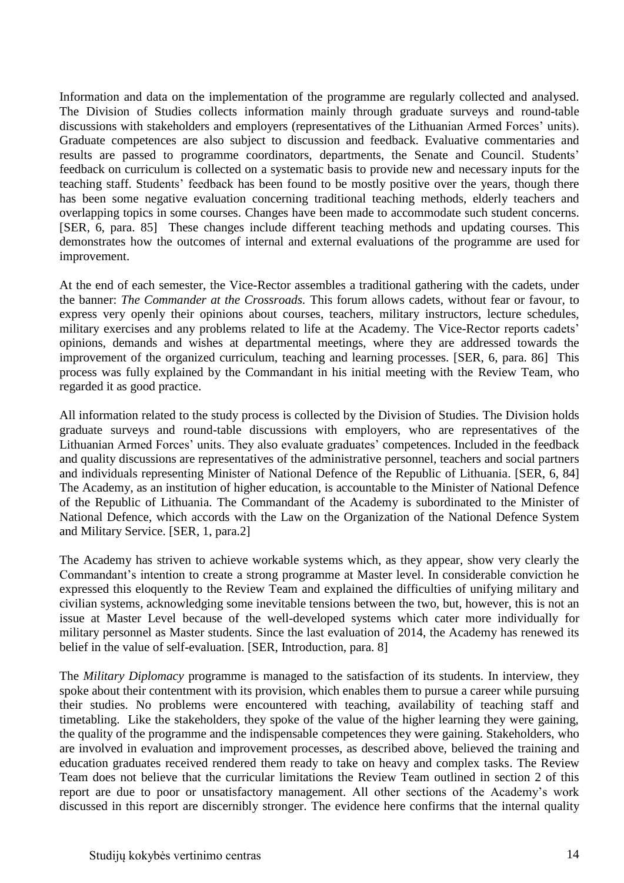Information and data on the implementation of the programme are regularly collected and analysed. The Division of Studies collects information mainly through graduate surveys and round-table discussions with stakeholders and employers (representatives of the Lithuanian Armed Forces' units). Graduate competences are also subject to discussion and feedback. Evaluative commentaries and results are passed to programme coordinators, departments, the Senate and Council. Students' feedback on curriculum is collected on a systematic basis to provide new and necessary inputs for the teaching staff. Students' feedback has been found to be mostly positive over the years, though there has been some negative evaluation concerning traditional teaching methods, elderly teachers and overlapping topics in some courses. Changes have been made to accommodate such student concerns. [SER, 6, para. 85] These changes include different teaching methods and updating courses. This demonstrates how the outcomes of internal and external evaluations of the programme are used for improvement.

At the end of each semester, the Vice-Rector assembles a traditional gathering with the cadets, under the banner: *The Commander at the Crossroads.* This forum allows cadets, without fear or favour, to express very openly their opinions about courses, teachers, military instructors, lecture schedules, military exercises and any problems related to life at the Academy. The Vice-Rector reports cadets' opinions, demands and wishes at departmental meetings, where they are addressed towards the improvement of the organized curriculum, teaching and learning processes. [SER, 6, para. 86] This process was fully explained by the Commandant in his initial meeting with the Review Team, who regarded it as good practice.

All information related to the study process is collected by the Division of Studies. The Division holds graduate surveys and round-table discussions with employers, who are representatives of the Lithuanian Armed Forces' units. They also evaluate graduates' competences. Included in the feedback and quality discussions are representatives of the administrative personnel, teachers and social partners and individuals representing Minister of National Defence of the Republic of Lithuania. [SER, 6, 84] The Academy, as an institution of higher education, is accountable to the Minister of National Defence of the Republic of Lithuania. The Commandant of the Academy is subordinated to the Minister of National Defence, which accords with the Law on the Organization of the National Defence System and Military Service. [SER, 1, para.2]

The Academy has striven to achieve workable systems which, as they appear, show very clearly the Commandant's intention to create a strong programme at Master level. In considerable conviction he expressed this eloquently to the Review Team and explained the difficulties of unifying military and civilian systems, acknowledging some inevitable tensions between the two, but, however, this is not an issue at Master Level because of the well-developed systems which cater more individually for military personnel as Master students. Since the last evaluation of 2014, the Academy has renewed its belief in the value of self-evaluation. [SER, Introduction, para. 8]

The *Military Diplomacy* programme is managed to the satisfaction of its students. In interview, they spoke about their contentment with its provision, which enables them to pursue a career while pursuing their studies. No problems were encountered with teaching, availability of teaching staff and timetabling. Like the stakeholders, they spoke of the value of the higher learning they were gaining, the quality of the programme and the indispensable competences they were gaining. Stakeholders, who are involved in evaluation and improvement processes, as described above, believed the training and education graduates received rendered them ready to take on heavy and complex tasks. The Review Team does not believe that the curricular limitations the Review Team outlined in section 2 of this report are due to poor or unsatisfactory management. All other sections of the Academy's work discussed in this report are discernibly stronger. The evidence here confirms that the internal quality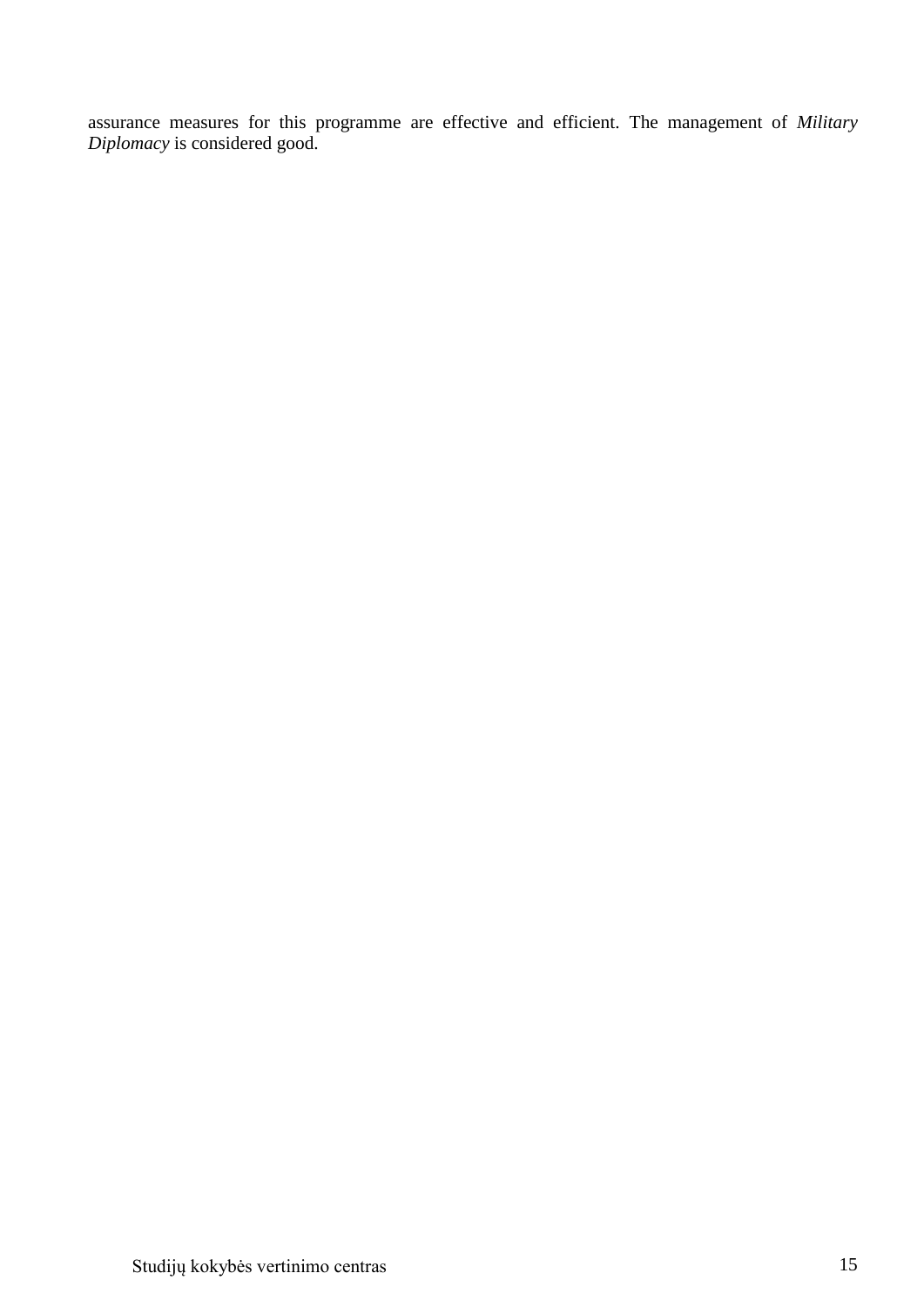assurance measures for this programme are effective and efficient. The management of *Military Diplomacy* is considered good.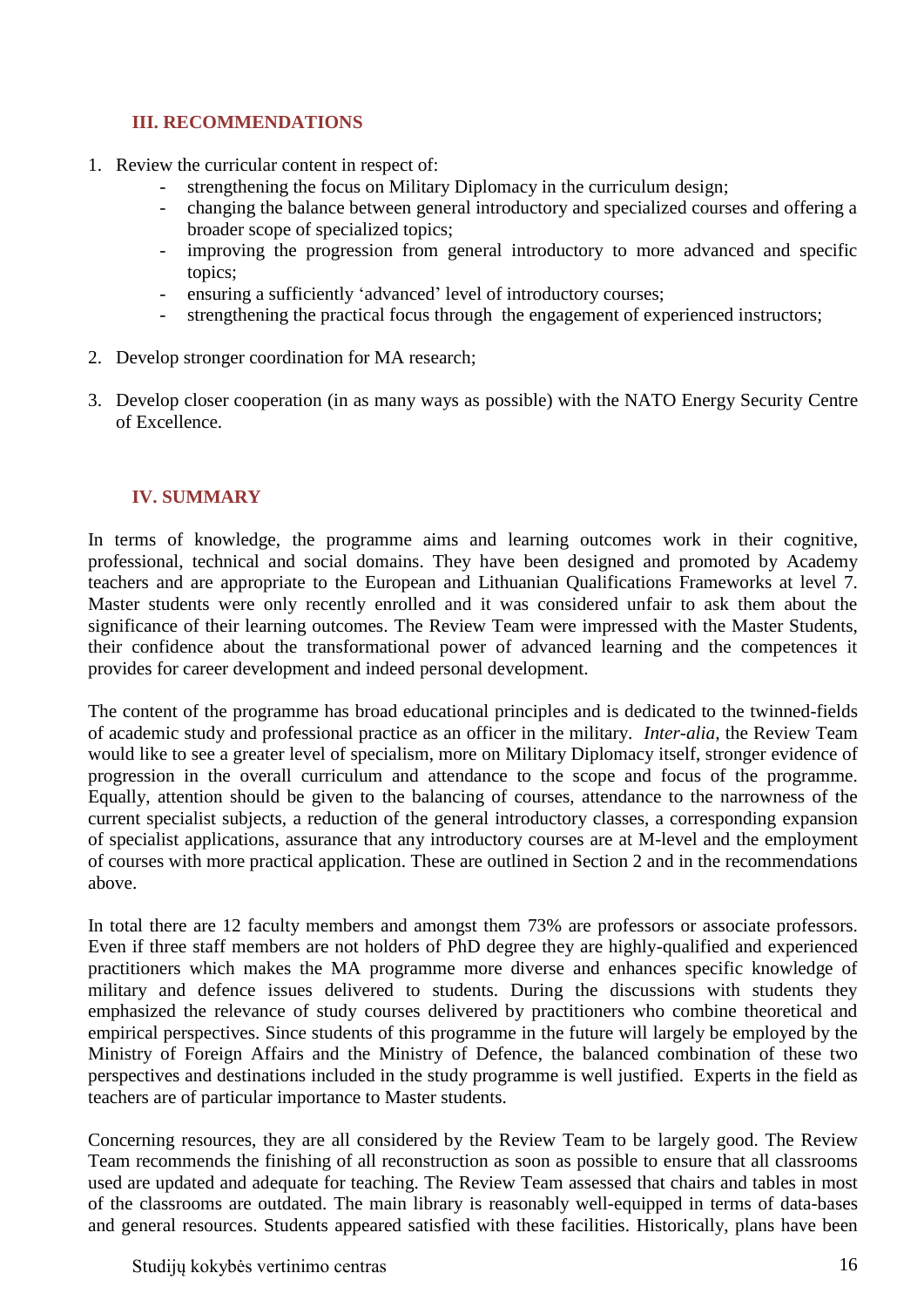## III. RECOMMENDATIONS

1. Review the curricular content in respect of:
   - strengthening the focus on Military Diplomacy in the curriculum design;
   - changing the balance between general introductory and specialized courses and offering a broader scope of specialized topics;
   - improving the progression from general introductory to more advanced and specific topics;
   - ensuring a sufficiently 'advanced' level of introductory courses;
   - strengthening the practical focus through the engagement of experienced instructors;

2. Develop stronger coordination for MA research;

3. Develop closer cooperation (in as many ways as possible) with the NATO Energy Security Centre of Excellence.

## IV. SUMMARY

In terms of knowledge, the programme aims and learning outcomes work in their cognitive, professional, technical and social domains. They have been designed and promoted by Academy teachers and are appropriate to the European and Lithuanian Qualifications Frameworks at level 7. Master students were only recently enrolled and it was considered unfair to ask them about the significance of their learning outcomes. The Review Team were impressed with the Master Students, their confidence about the transformational power of advanced learning and the competences it provides for career development and indeed personal development.

The content of the programme has broad educational principles and is dedicated to the twinned-fields of academic study and professional practice as an officer in the military. *Inter-alia,* the Review Team would like to see a greater level of specialism, more on Military Diplomacy itself, stronger evidence of progression in the overall curriculum and attendance to the scope and focus of the programme. Equally, attention should be given to the balancing of courses, attendance to the narrowness of the current specialist subjects, a reduction of the general introductory classes, a corresponding expansion of specialist applications, assurance that any introductory courses are at M-level and the employment of courses with more practical application. These are outlined in Section 2 and in the recommendations above.

In total there are 12 faculty members and amongst them 73% are professors or associate professors. Even if three staff members are not holders of PhD degree they are highly-qualified and experienced practitioners which makes the MA programme more diverse and enhances specific knowledge of military and defence issues delivered to students. During the discussions with students they emphasized the relevance of study courses delivered by practitioners who combine theoretical and empirical perspectives. Since students of this programme in the future will largely be employed by the Ministry of Foreign Affairs and the Ministry of Defence, the balanced combination of these two perspectives and destinations included in the study programme is well justified. Experts in the field as teachers are of particular importance to Master students.

Concerning resources, they are all considered by the Review Team to be largely good. The Review Team recommends the finishing of all reconstruction as soon as possible to ensure that all classrooms used are updated and adequate for teaching. The Review Team assessed that chairs and tables in most of the classrooms are outdated. The main library is reasonably well-equipped in terms of data-bases and general resources. Students appeared satisfied with these facilities. Historically, plans have been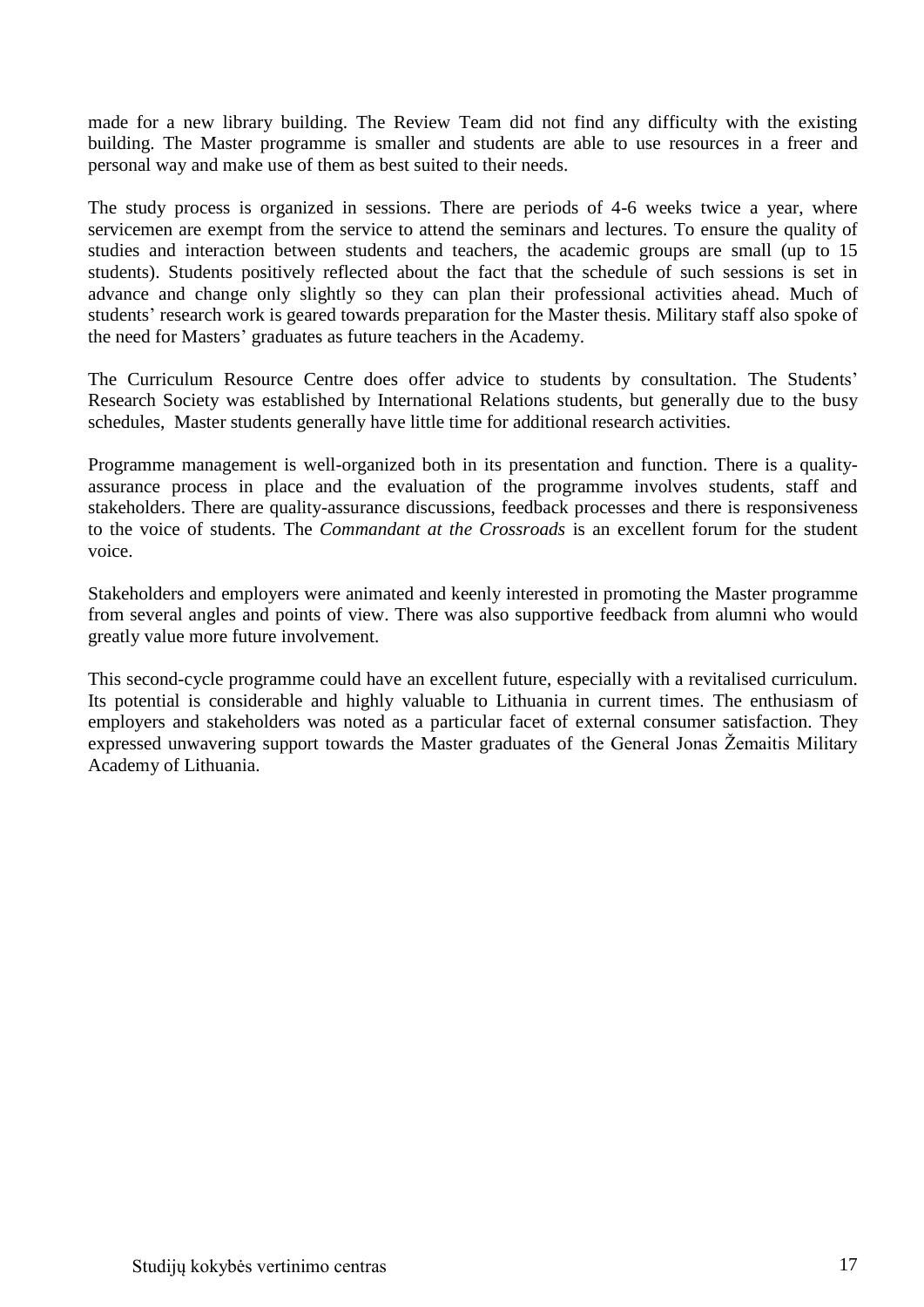made for a new library building. The Review Team did not find any difficulty with the existing building. The Master programme is smaller and students are able to use resources in a freer and personal way and make use of them as best suited to their needs.

The study process is organized in sessions. There are periods of 4-6 weeks twice a year, where servicemen are exempt from the service to attend the seminars and lectures. To ensure the quality of studies and interaction between students and teachers, the academic groups are small (up to 15 students). Students positively reflected about the fact that the schedule of such sessions is set in advance and change only slightly so they can plan their professional activities ahead. Much of students' research work is geared towards preparation for the Master thesis. Military staff also spoke of the need for Masters' graduates as future teachers in the Academy.

The Curriculum Resource Centre does offer advice to students by consultation. The Students' Research Society was established by International Relations students, but generally due to the busy schedules, Master students generally have little time for additional research activities.

Programme management is well-organized both in its presentation and function. There is a quality-assurance process in place and the evaluation of the programme involves students, staff and stakeholders. There are quality-assurance discussions, feedback processes and there is responsiveness to the voice of students. The *Commandant at the Crossroads* is an excellent forum for the student voice.

Stakeholders and employers were animated and keenly interested in promoting the Master programme from several angles and points of view. There was also supportive feedback from alumni who would greatly value more future involvement.

This second-cycle programme could have an excellent future, especially with a revitalised curriculum. Its potential is considerable and highly valuable to Lithuania in current times. The enthusiasm of employers and stakeholders was noted as a particular facet of external consumer satisfaction. They expressed unwavering support towards the Master graduates of the General Jonas Žemaitis Military Academy of Lithuania.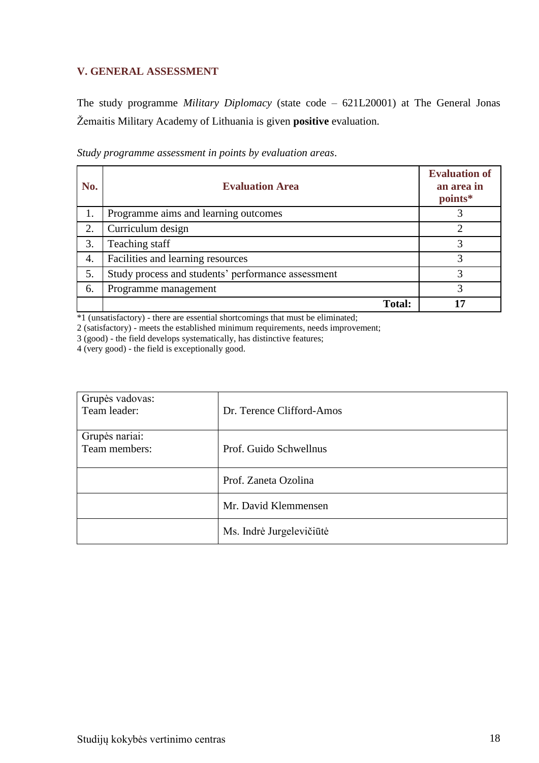## V. GENERAL ASSESSMENT

The study programme *Military Diplomacy* (state code – 621L20001) at The General Jonas Žemaitis Military Academy of Lithuania is given **positive** evaluation.

*Study programme assessment in points by evaluation areas*.

| No. | Evaluation Area | Evaluation of an area in points* |
|---|---|---|
| 1. | Programme aims and learning outcomes | 3 |
| 2. | Curriculum design | 2 |
| 3. | Teaching staff | 3 |
| 4. | Facilities and learning resources | 3 |
| 5. | Study process and students' performance assessment | 3 |
| 6. | Programme management | 3 |
| | **Total:** | **17** |

*1 (unsatisfactory) - there are essential shortcomings that must be eliminated;
2 (satisfactory) - meets the established minimum requirements, needs improvement;
3 (good) - the field develops systematically, has distinctive features;
4 (very good) - the field is exceptionally good.

| | |
|---|---|
| Grupės vadovas:<br>Team leader: | Dr. Terence Clifford-Amos |
| Grupės nariai:<br>Team members: | Prof. Guido Schwellnus |
| | Prof. Zaneta Ozolina |
| | Mr. David Klemmensen |
| | Ms. Indrė Jurgelevičiūtė |

Studijų kokybės vertinimo centras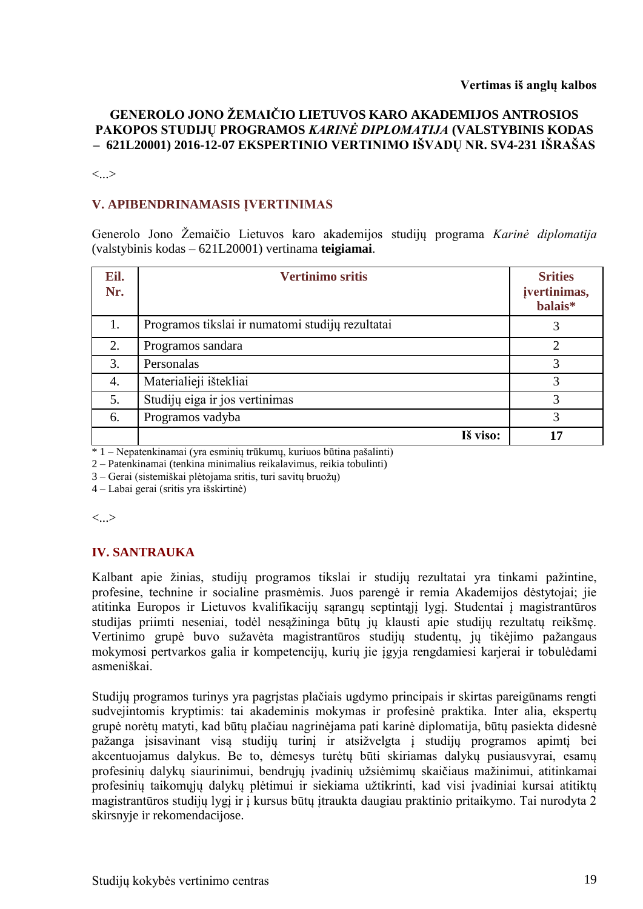**Vertimas iš anglų kalbos**

**GENEROLO JONO ŽEMAIČIO LIETUVOS KARO AKADEMIJOS ANTROSIOS PAKOPOS STUDIJŲ PROGRAMOS *KARINĖ DIPLOMATIJA* (VALSTYBINIS KODAS – 621L20001) 2016-12-07 EKSPERTINIO VERTINIMO IŠVADŲ NR. SV4-231 IŠRAŠAS**

<...>

## V. APIBENDRINAMASIS ĮVERTINIMAS

Generolo Jono Žemaičio Lietuvos karo akademijos studijų programa *Karinė diplomatija* (valstybinis kodas – 621L20001) vertinama **teigiamai**.

| Eil. Nr. | Vertinimo sritis | Srities įvertinimas, balais* |
|---|---|---|
| 1. | Programos tikslai ir numatomi studijų rezultatai | 3 |
| 2. | Programos sandara | 2 |
| 3. | Personalas | 3 |
| 4. | Materialieji ištekliai | 3 |
| 5. | Studijų eiga ir jos vertinimas | 3 |
| 6. | Programos vadyba | 3 |
| | **Iš viso:** | **17** |

\* 1 – Nepatenkinamai (yra esminių trūkumų, kuriuos būtina pašalinti)
2 – Patenkinamai (tenkina minimalius reikalavimus, reikia tobulinti)
3 – Gerai (sistemiškai plėtojama sritis, turi savitų bruožų)
4 – Labai gerai (sritis yra išskirtinė)

<...>

## IV. SANTRAUKA

Kalbant apie žinias, studijų programos tikslai ir studijų rezultatai yra tinkami pažintine, profesine, technine ir socialine prasmėmis. Juos parengė ir remia Akademijos dėstytojai; jie atitinka Europos ir Lietuvos kvalifikacijų sąrangų septintąjį lygį. Studentai į magistrantūros studijas priimti neseniai, todėl nesąžininga būtų jų klausti apie studijų rezultatų reikšmę. Vertinimo grupė buvo sužavėta magistrantūros studijų studentų, jų tikėjimo pažangaus mokymosi pertvarkos galia ir kompetencijų, kurių jie įgyja rengdamiesi karjerai ir tobulėdami asmeniškai.

Studijų programos turinys yra pagrįstas plačiais ugdymo principais ir skirtas pareigūnams rengti sudvejintomis kryptimis: tai akademinis mokymas ir profesinė praktika. Inter alia, ekspertų grupė norėtų matyti, kad būtų plačiau nagrinėjama pati karinė diplomatija, būtų pasiekta didesnė pažanga įsisavinant visą studijų turinį ir atsižvelgta į studijų programos apimtį bei akcentuojamus dalykus. Be to, dėmesys turėtų būti skiriamas dalykų pusiausvyrai, esamų profesinių dalykų siaurinimui, bendrųjų įvadinių užsiėmimų skaičiaus mažinimui, atitinkamai profesinių taikomųjų dalykų plėtimui ir siekiama užtikrinti, kad visi įvadiniai kursai atitiktų magistrantūros studijų lygį ir į kursus būtų įtraukta daugiau praktinio pritaikymo. Tai nurodyta 2 skirsnyje ir rekomendacijose.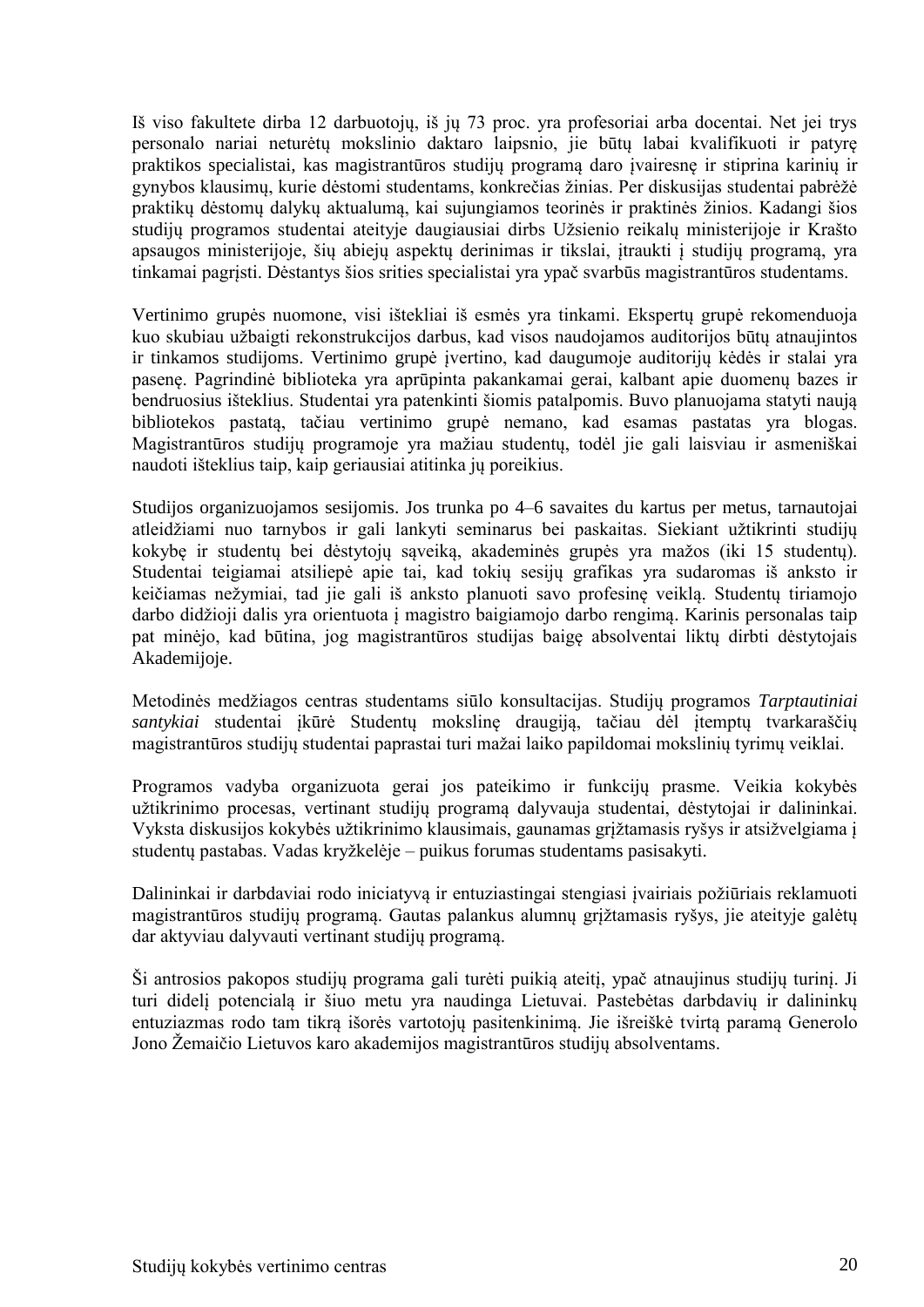Iš viso fakultete dirba 12 darbuotojų, iš jų 73 proc. yra profesoriai arba docentai. Net jei trys personalo nariai neturėtų mokslinio daktaro laipsnio, jie būtų labai kvalifikuoti ir patyrę praktikos specialistai, kas magistrantūros studijų programą daro įvairesnę ir stiprina karinių ir gynybos klausimų, kurie dėstomi studentams, konkrečias žinias. Per diskusijas studentai pabrėžė praktikų dėstomų dalykų aktualumą, kai sujungiamos teorinės ir praktinės žinios. Kadangi šios studijų programos studentai ateityje daugiausiai dirbs Užsienio reikalų ministerijoje ir Krašto apsaugos ministerijoje, šių abiejų aspektų derinimas ir tikslai, įtraukti į studijų programą, yra tinkamai pagrįsti. Dėstantys šios srities specialistai yra ypač svarbūs magistrantūros studentams.

Vertinimo grupės nuomone, visi ištekliai iš esmės yra tinkami. Ekspertų grupė rekomenduoja kuo skubiau užbaigti rekonstrukcijos darbus, kad visos naudojamos auditorijos būtų atnaujintos ir tinkamos studijoms. Vertinimo grupė įvertino, kad daugumoje auditorijų kėdės ir stalai yra paseną. Pagrindinė biblioteka yra aprūpinta pakankamai gerai, kalbant apie duomenų bazes ir bendruosius išteklius. Studentai yra patenkinti šiomis patalpomis. Buvo planuojama statyti naują bibliotekos pastatą, tačiau vertinimo grupė nemano, kad esamas pastatas yra blogas. Magistrantūros studijų programoje yra mažiau studentų, todėl jie gali laisviau ir asmeniškai naudoti išteklius taip, kaip geriausiai atitinka jų poreikius.

Studijos organizuojamos sesijomis. Jos trunka po 4–6 savaites du kartus per metus, tarnautojai atleidžiami nuo tarnybos ir gali lankyti seminarus bei paskaitas. Siekiant užtikrinti studijų kokybę ir studentų bei dėstytojų sąveiką, akademinės grupės yra mažos (iki 15 studentų). Studentai teigiamai atsiliepė apie tai, kad tokių sesijų grafikas yra sudaromas iš anksto ir keičiamas nežymiai, tad jie gali iš anksto planuoti savo profesinę veiklą. Studentų tiriamojo darbo didžioji dalis yra orientuota į magistro baigiamojo darbo rengimą. Karinis personalas taip pat minėjo, kad būtina, jog magistrantūros studijas baigę absolventai liktų dirbti dėstytojais Akademijoje.

Metodinės medžiagos centras studentams siūlo konsultacijas. Studijų programos *Tarptautiniai santykiai* studentai įkūrė Studentų mokslinę draugiją, tačiau dėl įtemptų tvarkaraščių magistrantūros studijų studentai paprastai turi mažai laiko papildomai mokslinių tyrimų veiklai.

Programos vadyba organizuota gerai jos pateikimo ir funkcijų prasme. Veikia kokybės užtikrinimo procesas, vertinant studijų programą dalyvauja studentai, dėstytojai ir dalininkai. Vyksta diskusijos kokybės užtikrinimo klausimais, gaunamas grįžtamasis ryšys ir atsižvelgiama į studentų pastabas. Vadas kryžkelėje – puikus forumas studentams pasisakyti.

Dalininkai ir darbdaviai rodo iniciatyvą ir entuziastingai stengiasi įvairiais požiūriais reklamuoti magistrantūros studijų programą. Gautas palankus alumnų grįžtamasis ryšys, jie ateityje galėtų dar aktyviau dalyvauti vertinant studijų programą.

Ši antrosios pakopos studijų programa gali turėti puikią ateitį, ypač atnaujinus studijų turinį. Ji turi didelį potencialą ir šiuo metu yra naudinga Lietuvai. Pastebėtas darbdavių ir dalininkų entuziazmas rodo tam tikrą išorės vartotojų pasitenkinimą. Jie išreiškė tvirtą paramą Generolo Jono Žemaičio Lietuvos karo akademijos magistrantūros studijų absolventams.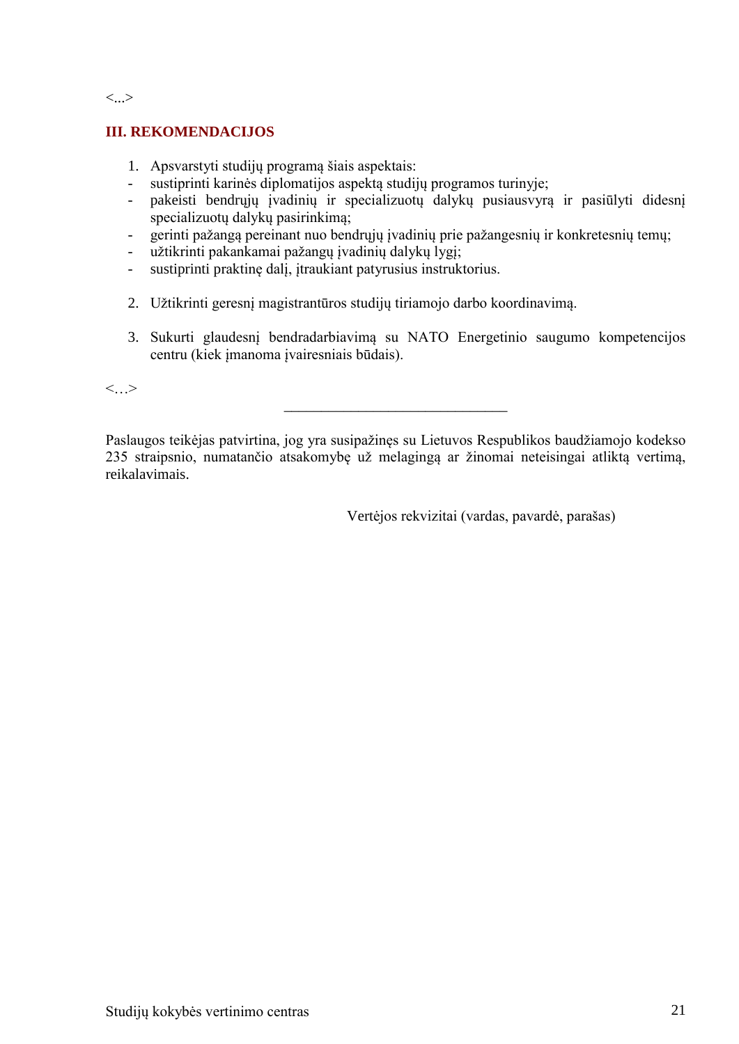<...>

## III. REKOMENDACIJOS

1. Apsvarstyti studijų programą šiais aspektais:
- sustiprinti karinės diplomatijos aspektą studijų programos turinyje;
- pakeisti bendrųjų įvadinių ir specializuotų dalykų pusiausvyrą ir pasiūlyti didesnį specializuotų dalykų pasirinkimą;
- gerinti pažangą pereinant nuo bendrųjų įvadinių prie pažangesnių ir konkretesnių temų;
- užtikrinti pakankamai pažangų įvadinių dalykų lygį;
- sustiprinti praktinę dalį, įtraukiant patyrusius instruktorius.

2. Užtikrinti geresnį magistrantūros studijų tiriamojo darbo koordinavimą.

3. Sukurti glaudesnį bendradarbiavimą su NATO Energetinio saugumo kompetencijos centru (kiek įmanoma įvairesniais būdais).

<…>

______________________________

Paslaugos teikėjas patvirtina, jog yra susipažinęs su Lietuvos Respublikos baudžiamojo kodekso 235 straipsnio, numatančio atsakomybę už melagingą ar žinomai neteisingai atliktą vertimą, reikalavimais.

Vertėjos rekvizitai (vardas, pavardė, parašas)